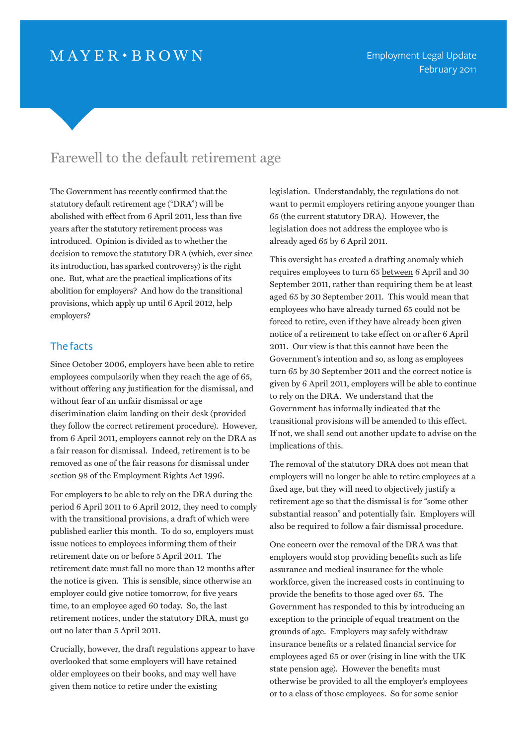MAYER • BROWN

Employment Legal Update
February 2011

# Farewell to the default retirement age

The Government has recently confirmed that the statutory default retirement age ("DRA") will be abolished with effect from 6 April 2011, less than five years after the statutory retirement process was introduced. Opinion is divided as to whether the decision to remove the statutory DRA (which, ever since its introduction, has sparked controversy) is the right one. But, what are the practical implications of its abolition for employers? And how do the transitional provisions, which apply up until 6 April 2012, help employers?

## The facts

Since October 2006, employers have been able to retire employees compulsorily when they reach the age of 65, without offering any justification for the dismissal, and without fear of an unfair dismissal or age discrimination claim landing on their desk (provided they follow the correct retirement procedure). However, from 6 April 2011, employers cannot rely on the DRA as a fair reason for dismissal. Indeed, retirement is to be removed as one of the fair reasons for dismissal under section 98 of the Employment Rights Act 1996.

For employers to be able to rely on the DRA during the period 6 April 2011 to 6 April 2012, they need to comply with the transitional provisions, a draft of which were published earlier this month. To do so, employers must issue notices to employees informing them of their retirement date on or before 5 April 2011. The retirement date must fall no more than 12 months after the notice is given. This is sensible, since otherwise an employer could give notice tomorrow, for five years time, to an employee aged 60 today. So, the last retirement notices, under the statutory DRA, must go out no later than 5 April 2011.

Crucially, however, the draft regulations appear to have overlooked that some employers will have retained older employees on their books, and may well have given them notice to retire under the existing legislation. Understandably, the regulations do not want to permit employers retiring anyone younger than 65 (the current statutory DRA). However, the legislation does not address the employee who is already aged 65 by 6 April 2011.

This oversight has created a drafting anomaly which requires employees to turn 65 between 6 April and 30 September 2011, rather than requiring them be at least aged 65 by 30 September 2011. This would mean that employees who have already turned 65 could not be forced to retire, even if they have already been given notice of a retirement to take effect on or after 6 April 2011. Our view is that this cannot have been the Government's intention and so, as long as employees turn 65 by 30 September 2011 and the correct notice is given by 6 April 2011, employers will be able to continue to rely on the DRA. We understand that the Government has informally indicated that the transitional provisions will be amended to this effect. If not, we shall send out another update to advise on the implications of this.

The removal of the statutory DRA does not mean that employers will no longer be able to retire employees at a fixed age, but they will need to objectively justify a retirement age so that the dismissal is for "some other substantial reason" and potentially fair. Employers will also be required to follow a fair dismissal procedure.

One concern over the removal of the DRA was that employers would stop providing benefits such as life assurance and medical insurance for the whole workforce, given the increased costs in continuing to provide the benefits to those aged over 65. The Government has responded to this by introducing an exception to the principle of equal treatment on the grounds of age. Employers may safely withdraw insurance benefits or a related financial service for employees aged 65 or over (rising in line with the UK state pension age). However the benefits must otherwise be provided to all the employer's employees or to a class of those employees. So for some senior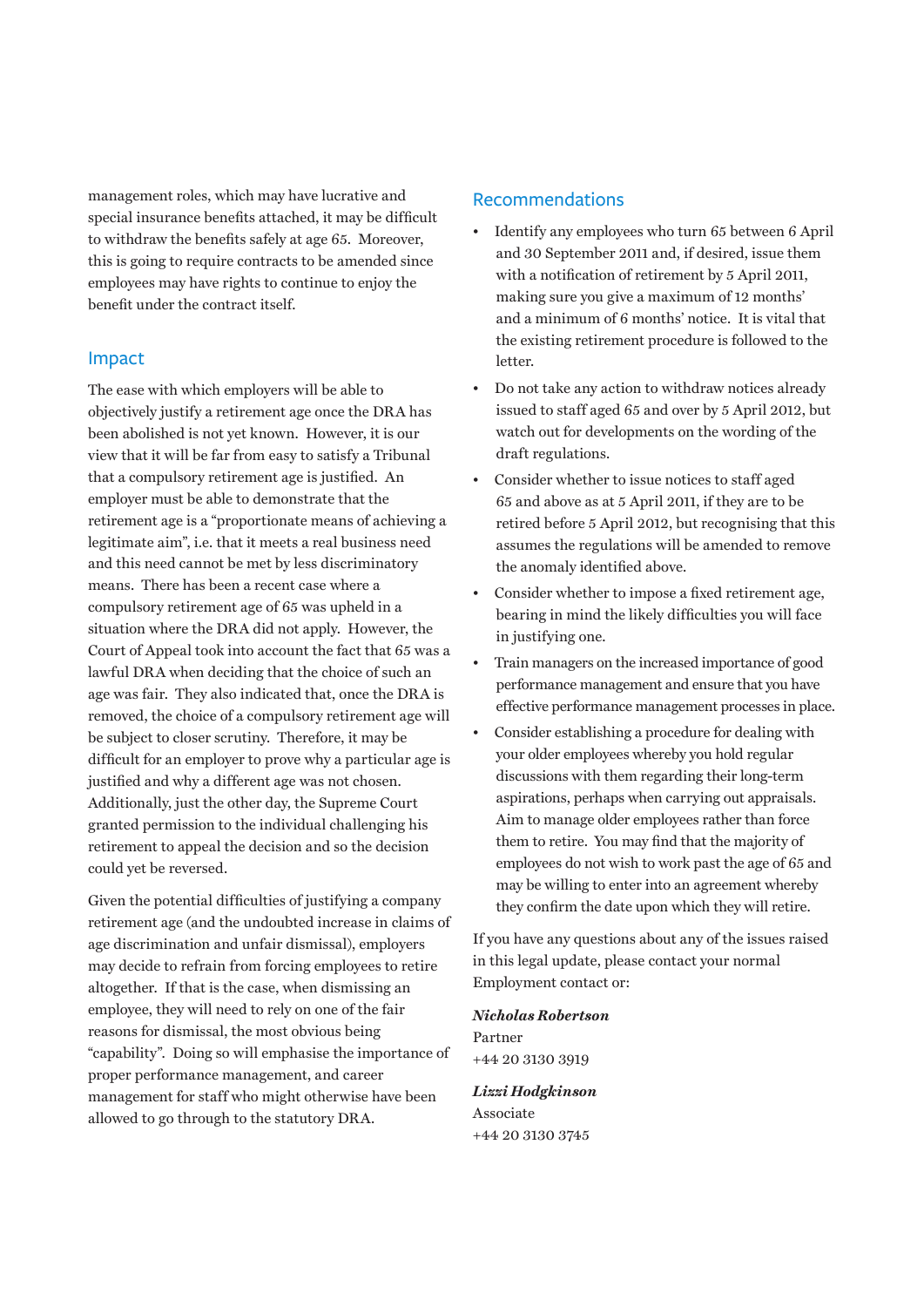management roles, which may have lucrative and special insurance benefits attached, it may be difficult to withdraw the benefits safely at age 65. Moreover, this is going to require contracts to be amended since employees may have rights to continue to enjoy the benefit under the contract itself.

## Impact

The ease with which employers will be able to objectively justify a retirement age once the DRA has been abolished is not yet known. However, it is our view that it will be far from easy to satisfy a Tribunal that a compulsory retirement age is justified. An employer must be able to demonstrate that the retirement age is a "proportionate means of achieving a legitimate aim", i.e. that it meets a real business need and this need cannot be met by less discriminatory means. There has been a recent case where a compulsory retirement age of 65 was upheld in a situation where the DRA did not apply. However, the Court of Appeal took into account the fact that 65 was a lawful DRA when deciding that the choice of such an age was fair. They also indicated that, once the DRA is removed, the choice of a compulsory retirement age will be subject to closer scrutiny. Therefore, it may be difficult for an employer to prove why a particular age is justified and why a different age was not chosen. Additionally, just the other day, the Supreme Court granted permission to the individual challenging his retirement to appeal the decision and so the decision could yet be reversed.

Given the potential difficulties of justifying a company retirement age (and the undoubted increase in claims of age discrimination and unfair dismissal), employers may decide to refrain from forcing employees to retire altogether. If that is the case, when dismissing an employee, they will need to rely on one of the fair reasons for dismissal, the most obvious being "capability". Doing so will emphasise the importance of proper performance management, and career management for staff who might otherwise have been allowed to go through to the statutory DRA.

## Recommendations

- Identify any employees who turn 65 between 6 April and 30 September 2011 and, if desired, issue them with a notification of retirement by 5 April 2011, making sure you give a maximum of 12 months' and a minimum of 6 months' notice. It is vital that the existing retirement procedure is followed to the letter.
- Do not take any action to withdraw notices already issued to staff aged 65 and over by 5 April 2012, but watch out for developments on the wording of the draft regulations.
- Consider whether to issue notices to staff aged 65 and above as at 5 April 2011, if they are to be retired before 5 April 2012, but recognising that this assumes the regulations will be amended to remove the anomaly identified above.
- Consider whether to impose a fixed retirement age, bearing in mind the likely difficulties you will face in justifying one.
- Train managers on the increased importance of good performance management and ensure that you have effective performance management processes in place.
- Consider establishing a procedure for dealing with your older employees whereby you hold regular discussions with them regarding their long-term aspirations, perhaps when carrying out appraisals. Aim to manage older employees rather than force them to retire. You may find that the majority of employees do not wish to work past the age of 65 and may be willing to enter into an agreement whereby they confirm the date upon which they will retire.

If you have any questions about any of the issues raised in this legal update, please contact your normal Employment contact or:

***Nicholas Robertson***
Partner
+44 20 3130 3919

***Lizzi Hodgkinson***
Associate
+44 20 3130 3745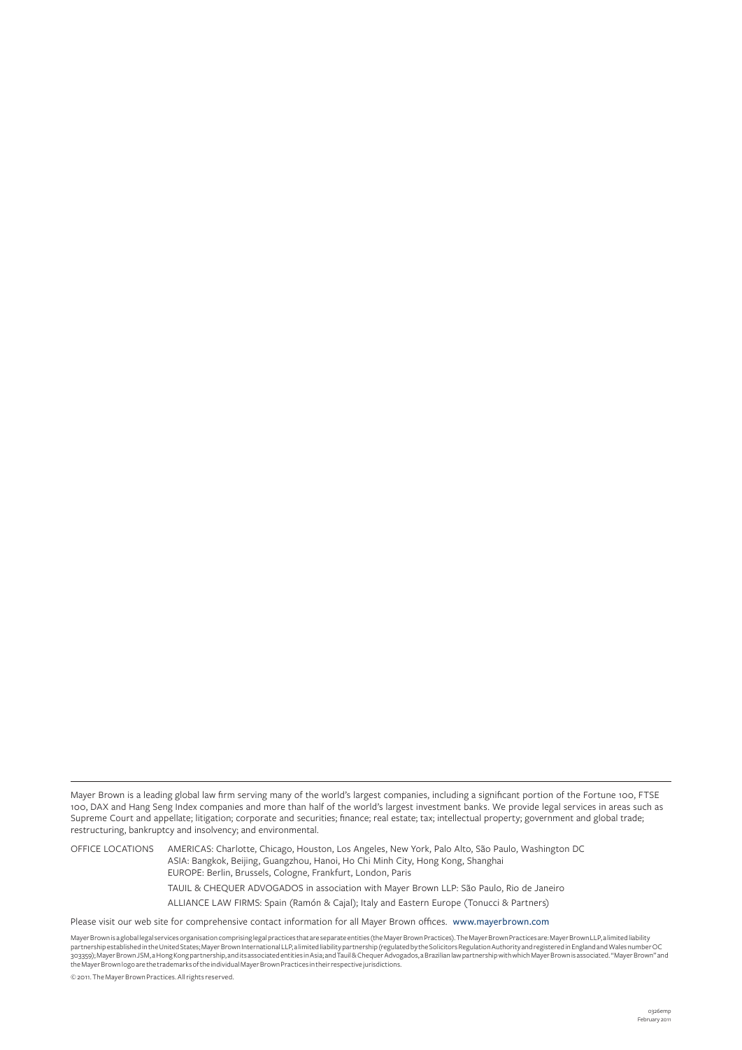Mayer Brown is a leading global law firm serving many of the world's largest companies, including a significant portion of the Fortune 100, FTSE 100, DAX and Hang Seng Index companies and more than half of the world's largest investment banks. We provide legal services in areas such as Supreme Court and appellate; litigation; corporate and securities; finance; real estate; tax; intellectual property; government and global trade; restructuring, bankruptcy and insolvency; and environmental.

OFFICE LOCATIONS AMERICAS: Charlotte, Chicago, Houston, Los Angeles, New York, Palo Alto, São Paulo, Washington DC
ASIA: Bangkok, Beijing, Guangzhou, Hanoi, Ho Chi Minh City, Hong Kong, Shanghai
EUROPE: Berlin, Brussels, Cologne, Frankfurt, London, Paris

TAUIL & CHEQUER ADVOGADOS in association with Mayer Brown LLP: São Paulo, Rio de Janeiro

ALLIANCE LAW FIRMS: Spain (Ramón & Cajal); Italy and Eastern Europe (Tonucci & Partners)

Please visit our web site for comprehensive contact information for all Mayer Brown offices. www.mayerbrown.com

Mayer Brown is a global legal services organisation comprising legal practices that are separate entities (the Mayer Brown Practices). The Mayer Brown Practices are: Mayer Brown LLP, a limited liability partnership established in the United States; Mayer Brown International LLP, a limited liability partnership (regulated by the Solicitors Regulation Authority and registered in England and Wales number OC 303359); Mayer Brown JSM, a Hong Kong partnership, and its associated entities in Asia; and Tauil & Chequer Advogados, a Brazilian law partnership with which Mayer Brown is associated. "Mayer Brown" and the Mayer Brown logo are the trademarks of the individual Mayer Brown Practices in their respective jurisdictions.

© 2011. The Mayer Brown Practices. All rights reserved.

0326emp
February 2011